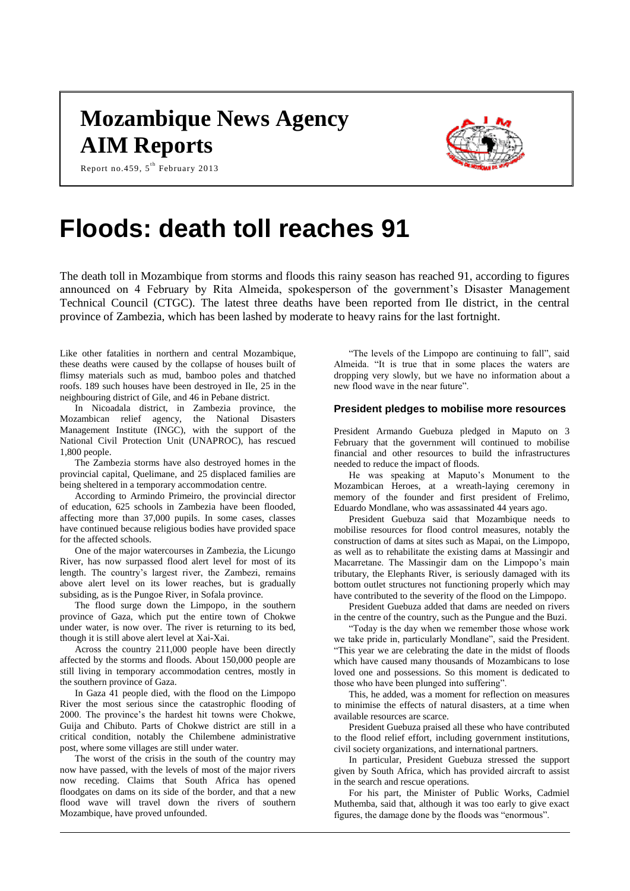# Mozambique News Agency

# AIM Reports

Report no.459, 5th February 2013

# Floods: death toll reaches 91

The death toll in Mozambique from storms and floods this rainy season has reached 91, according to figures announced on 4 February by Rita Almeida, spokesperson of the government's Disaster Management Technical Council (CTGC). The latest three deaths have been reported from Ile district, in the central province of Zambezia, which has been lashed by moderate to heavy rains for the last fortnight.

Like other fatalities in northern and central Mozambique, these deaths were caused by the collapse of houses built of flimsy materials such as mud, bamboo poles and thatched roofs. 189 such houses have been destroyed in Ile, 25 in the neighbouring district of Gile, and 46 in Pebane district.

In Nicoadala district, in Zambezia province, the Mozambican relief agency, the National Disasters Management Institute (INGC), with the support of the National Civil Protection Unit (UNAPROC), has rescued 1,800 people.

The Zambezia storms have also destroyed homes in the provincial capital, Quelimane, and 25 displaced families are being sheltered in a temporary accommodation centre.

According to Armindo Primeiro, the provincial director of education, 625 schools in Zambezia have been flooded, affecting more than 37,000 pupils. In some cases, classes have continued because religious bodies have provided space for the affected schools.

One of the major watercourses in Zambezia, the Licungo River, has now surpassed flood alert level for most of its length. The country's largest river, the Zambezi, remains above alert level on its lower reaches, but is gradually subsiding, as is the Pungoe River, in Sofala province.

The flood surge down the Limpopo, in the southern province of Gaza, which put the entire town of Chokwe under water, is now over. The river is returning to its bed, though it is still above alert level at Xai-Xai.

Across the country 211,000 people have been directly affected by the storms and floods. About 150,000 people are still living in temporary accommodation centres, mostly in the southern province of Gaza.

In Gaza 41 people died, with the flood on the Limpopo River the most serious since the catastrophic flooding of 2000. The province's the hardest hit towns were Chokwe, Guija and Chibuto. Parts of Chokwe district are still in a critical condition, notably the Chilembene administrative post, where some villages are still under water.

The worst of the crisis in the south of the country may now have passed, with the levels of most of the major rivers now receding. Claims that South Africa has opened floodgates on dams on its side of the border, and that a new flood wave will travel down the rivers of southern Mozambique, have proved unfounded.

"The levels of the Limpopo are continuing to fall", said Almeida. "It is true that in some places the waters are dropping very slowly, but we have no information about a new flood wave in the near future".

### President pledges to mobilise more resources

President Armando Guebuza pledged in Maputo on 3 February that the government will continued to mobilise financial and other resources to build the infrastructures needed to reduce the impact of floods.

He was speaking at Maputo's Monument to the Mozambican Heroes, at a wreath-laying ceremony in memory of the founder and first president of Frelimo, Eduardo Mondlane, who was assassinated 44 years ago.

President Guebuza said that Mozambique needs to mobilise resources for flood control measures, notably the construction of dams at sites such as Mapai, on the Limpopo, as well as to rehabilitate the existing dams at Massingir and Macarretane. The Massingir dam on the Limpopo's main tributary, the Elephants River, is seriously damaged with its bottom outlet structures not functioning properly which may have contributed to the severity of the flood on the Limpopo.

President Guebuza added that dams are needed on rivers in the centre of the country, such as the Pungue and the Buzi.

"Today is the day when we remember those whose work we take pride in, particularly Mondlane", said the President. "This year we are celebrating the date in the midst of floods which have caused many thousands of Mozambicans to lose loved one and possessions. So this moment is dedicated to those who have been plunged into suffering".

This, he added, was a moment for reflection on measures to minimise the effects of natural disasters, at a time when available resources are scarce.

President Guebuza praised all these who have contributed to the flood relief effort, including government institutions, civil society organizations, and international partners.

In particular, President Guebuza stressed the support given by South Africa, which has provided aircraft to assist in the search and rescue operations.

For his part, the Minister of Public Works, Cadmiel Muthemba, said that, although it was too early to give exact figures, the damage done by the floods was "enormous".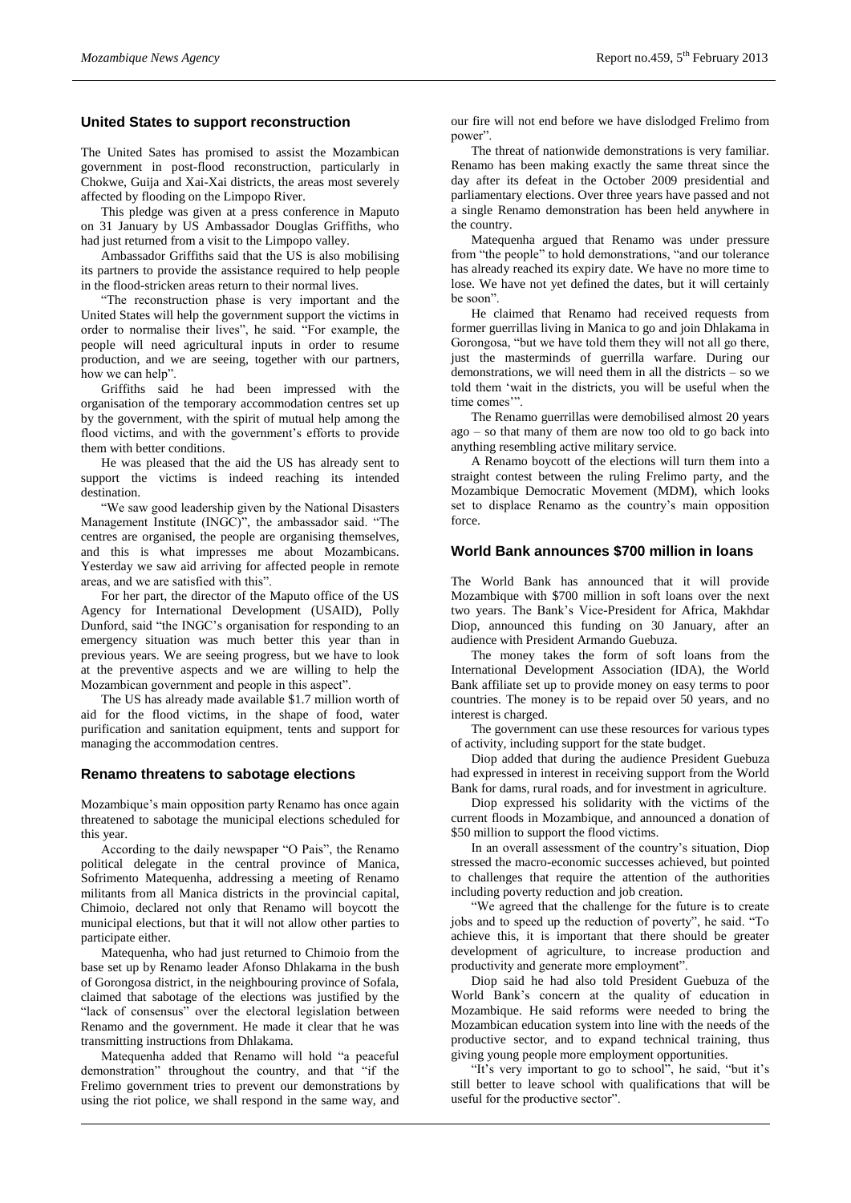## United States to support reconstruction

The United Sates has promised to assist the Mozambican government in post-flood reconstruction, particularly in Chokwe, Guija and Xai-Xai districts, the areas most severely affected by flooding on the Limpopo River.

This pledge was given at a press conference in Maputo on 31 January by US Ambassador Douglas Griffiths, who had just returned from a visit to the Limpopo valley.

Ambassador Griffiths said that the US is also mobilising its partners to provide the assistance required to help people in the flood-stricken areas return to their normal lives.

"The reconstruction phase is very important and the United States will help the government support the victims in order to normalise their lives", he said. "For example, the people will need agricultural inputs in order to resume production, and we are seeing, together with our partners, how we can help".

Griffiths said he had been impressed with the organisation of the temporary accommodation centres set up by the government, with the spirit of mutual help among the flood victims, and with the government's efforts to provide them with better conditions.

He was pleased that the aid the US has already sent to support the victims is indeed reaching its intended destination.

"We saw good leadership given by the National Disasters Management Institute (INGC)", the ambassador said. "The centres are organised, the people are organising themselves, and this is what impresses me about Mozambicans. Yesterday we saw aid arriving for affected people in remote areas, and we are satisfied with this".

For her part, the director of the Maputo office of the US Agency for International Development (USAID), Polly Dunford, said "the INGC's organisation for responding to an emergency situation was much better this year than in previous years. We are seeing progress, but we have to look at the preventive aspects and we are willing to help the Mozambican government and people in this aspect".

The US has already made available $1.7 million worth of aid for the flood victims, in the shape of food, water purification and sanitation equipment, tents and support for managing the accommodation centres.

## Renamo threatens to sabotage elections

Mozambique's main opposition party Renamo has once again threatened to sabotage the municipal elections scheduled for this year.

According to the daily newspaper "O Pais", the Renamo political delegate in the central province of Manica, Sofrimento Matequenha, addressing a meeting of Renamo militants from all Manica districts in the provincial capital, Chimoio, declared not only that Renamo will boycott the municipal elections, but that it will not allow other parties to participate either.

Matequenha, who had just returned to Chimoio from the base set up by Renamo leader Afonso Dhlakama in the bush of Gorongosa district, in the neighbouring province of Sofala, claimed that sabotage of the elections was justified by the "lack of consensus" over the electoral legislation between Renamo and the government. He made it clear that he was transmitting instructions from Dhlakama.

Matequenha added that Renamo will hold "a peaceful demonstration" throughout the country, and that "if the Frelimo government tries to prevent our demonstrations by using the riot police, we shall respond in the same way, and our fire will not end before we have dislodged Frelimo from power".

The threat of nationwide demonstrations is very familiar. Renamo has been making exactly the same threat since the day after its defeat in the October 2009 presidential and parliamentary elections. Over three years have passed and not a single Renamo demonstration has been held anywhere in the country.

Matequenha argued that Renamo was under pressure from "the people" to hold demonstrations, "and our tolerance has already reached its expiry date. We have no more time to lose. We have not yet defined the dates, but it will certainly be soon".

He claimed that Renamo had received requests from former guerrillas living in Manica to go and join Dhlakama in Gorongosa, "but we have told them they will not all go there, just the masterminds of guerrilla warfare. During our demonstrations, we will need them in all the districts – so we told them 'wait in the districts, you will be useful when the time comes'".

The Renamo guerrillas were demobilised almost 20 years ago – so that many of them are now too old to go back into anything resembling active military service.

A Renamo boycott of the elections will turn them into a straight contest between the ruling Frelimo party, and the Mozambique Democratic Movement (MDM), which looks set to displace Renamo as the country's main opposition force.

## World Bank announces $700 million in loans

The World Bank has announced that it will provide Mozambique with $700 million in soft loans over the next two years. The Bank's Vice-President for Africa, Makhdar Diop, announced this funding on 30 January, after an audience with President Armando Guebuza.

The money takes the form of soft loans from the International Development Association (IDA), the World Bank affiliate set up to provide money on easy terms to poor countries. The money is to be repaid over 50 years, and no interest is charged.

The government can use these resources for various types of activity, including support for the state budget.

Diop added that during the audience President Guebuza had expressed in interest in receiving support from the World Bank for dams, rural roads, and for investment in agriculture.

Diop expressed his solidarity with the victims of the current floods in Mozambique, and announced a donation of $50 million to support the flood victims.

In an overall assessment of the country's situation, Diop stressed the macro-economic successes achieved, but pointed to challenges that require the attention of the authorities including poverty reduction and job creation.

"We agreed that the challenge for the future is to create jobs and to speed up the reduction of poverty", he said. "To achieve this, it is important that there should be greater development of agriculture, to increase production and productivity and generate more employment".

Diop said he had also told President Guebuza of the World Bank's concern at the quality of education in Mozambique. He said reforms were needed to bring the Mozambican education system into line with the needs of the productive sector, and to expand technical training, thus giving young people more employment opportunities.

"It's very important to go to school", he said, "but it's still better to leave school with qualifications that will be useful for the productive sector".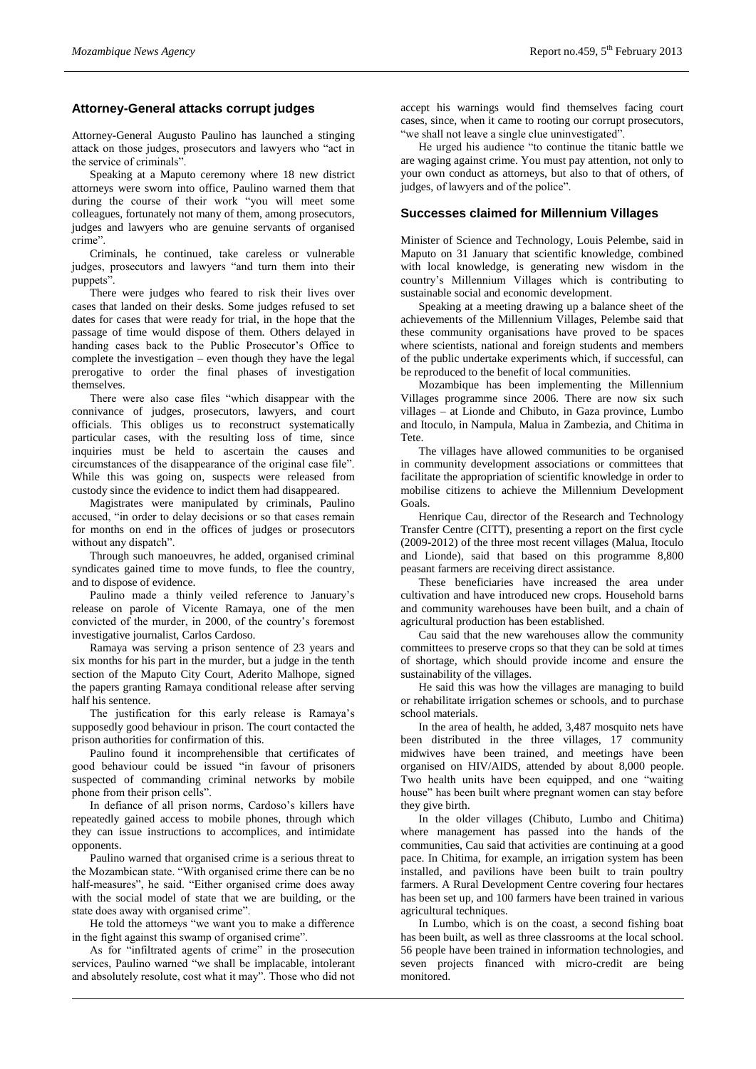## Attorney-General attacks corrupt judges

Attorney-General Augusto Paulino has launched a stinging attack on those judges, prosecutors and lawyers who "act in the service of criminals".

Speaking at a Maputo ceremony where 18 new district attorneys were sworn into office, Paulino warned them that during the course of their work "you will meet some colleagues, fortunately not many of them, among prosecutors, judges and lawyers who are genuine servants of organised crime".

Criminals, he continued, take careless or vulnerable judges, prosecutors and lawyers "and turn them into their puppets".

There were judges who feared to risk their lives over cases that landed on their desks. Some judges refused to set dates for cases that were ready for trial, in the hope that the passage of time would dispose of them. Others delayed in handing cases back to the Public Prosecutor's Office to complete the investigation – even though they have the legal prerogative to order the final phases of investigation themselves.

There were also case files "which disappear with the connivance of judges, prosecutors, lawyers, and court officials. This obliges us to reconstruct systematically particular cases, with the resulting loss of time, since inquiries must be held to ascertain the causes and circumstances of the disappearance of the original case file". While this was going on, suspects were released from custody since the evidence to indict them had disappeared.

Magistrates were manipulated by criminals, Paulino accused, "in order to delay decisions or so that cases remain for months on end in the offices of judges or prosecutors without any dispatch".

Through such manoeuvres, he added, organised criminal syndicates gained time to move funds, to flee the country, and to dispose of evidence.

Paulino made a thinly veiled reference to January's release on parole of Vicente Ramaya, one of the men convicted of the murder, in 2000, of the country's foremost investigative journalist, Carlos Cardoso.

Ramaya was serving a prison sentence of 23 years and six months for his part in the murder, but a judge in the tenth section of the Maputo City Court, Aderito Malhope, signed the papers granting Ramaya conditional release after serving half his sentence.

The justification for this early release is Ramaya's supposedly good behaviour in prison. The court contacted the prison authorities for confirmation of this.

Paulino found it incomprehensible that certificates of good behaviour could be issued "in favour of prisoners suspected of commanding criminal networks by mobile phone from their prison cells".

In defiance of all prison norms, Cardoso's killers have repeatedly gained access to mobile phones, through which they can issue instructions to accomplices, and intimidate opponents.

Paulino warned that organised crime is a serious threat to the Mozambican state. "With organised crime there can be no half-measures", he said. "Either organised crime does away with the social model of state that we are building, or the state does away with organised crime".

He told the attorneys "we want you to make a difference in the fight against this swamp of organised crime".

As for "infiltrated agents of crime" in the prosecution services, Paulino warned "we shall be implacable, intolerant and absolutely resolute, cost what it may". Those who did not accept his warnings would find themselves facing court cases, since, when it came to rooting our corrupt prosecutors, "we shall not leave a single clue uninvestigated".

He urged his audience "to continue the titanic battle we are waging against crime. You must pay attention, not only to your own conduct as attorneys, but also to that of others, of judges, of lawyers and of the police".

## Successes claimed for Millennium Villages

Minister of Science and Technology, Louis Pelembe, said in Maputo on 31 January that scientific knowledge, combined with local knowledge, is generating new wisdom in the country's Millennium Villages which is contributing to sustainable social and economic development.

Speaking at a meeting drawing up a balance sheet of the achievements of the Millennium Villages, Pelembe said that these community organisations have proved to be spaces where scientists, national and foreign students and members of the public undertake experiments which, if successful, can be reproduced to the benefit of local communities.

Mozambique has been implementing the Millennium Villages programme since 2006. There are now six such villages – at Lionde and Chibuto, in Gaza province, Lumbo and Itoculo, in Nampula, Malua in Zambezia, and Chitima in Tete.

The villages have allowed communities to be organised in community development associations or committees that facilitate the appropriation of scientific knowledge in order to mobilise citizens to achieve the Millennium Development Goals.

Henrique Cau, director of the Research and Technology Transfer Centre (CITT), presenting a report on the first cycle (2009-2012) of the three most recent villages (Malua, Itoculo and Lionde), said that based on this programme 8,800 peasant farmers are receiving direct assistance.

These beneficiaries have increased the area under cultivation and have introduced new crops. Household barns and community warehouses have been built, and a chain of agricultural production has been established.

Cau said that the new warehouses allow the community committees to preserve crops so that they can be sold at times of shortage, which should provide income and ensure the sustainability of the villages.

He said this was how the villages are managing to build or rehabilitate irrigation schemes or schools, and to purchase school materials.

In the area of health, he added, 3,487 mosquito nets have been distributed in the three villages, 17 community midwives have been trained, and meetings have been organised on HIV/AIDS, attended by about 8,000 people. Two health units have been equipped, and one "waiting house" has been built where pregnant women can stay before they give birth.

In the older villages (Chibuto, Lumbo and Chitima) where management has passed into the hands of the communities, Cau said that activities are continuing at a good pace. In Chitima, for example, an irrigation system has been installed, and pavilions have been built to train poultry farmers. A Rural Development Centre covering four hectares has been set up, and 100 farmers have been trained in various agricultural techniques.

In Lumbo, which is on the coast, a second fishing boat has been built, as well as three classrooms at the local school. 56 people have been trained in information technologies, and seven projects financed with micro-credit are being monitored.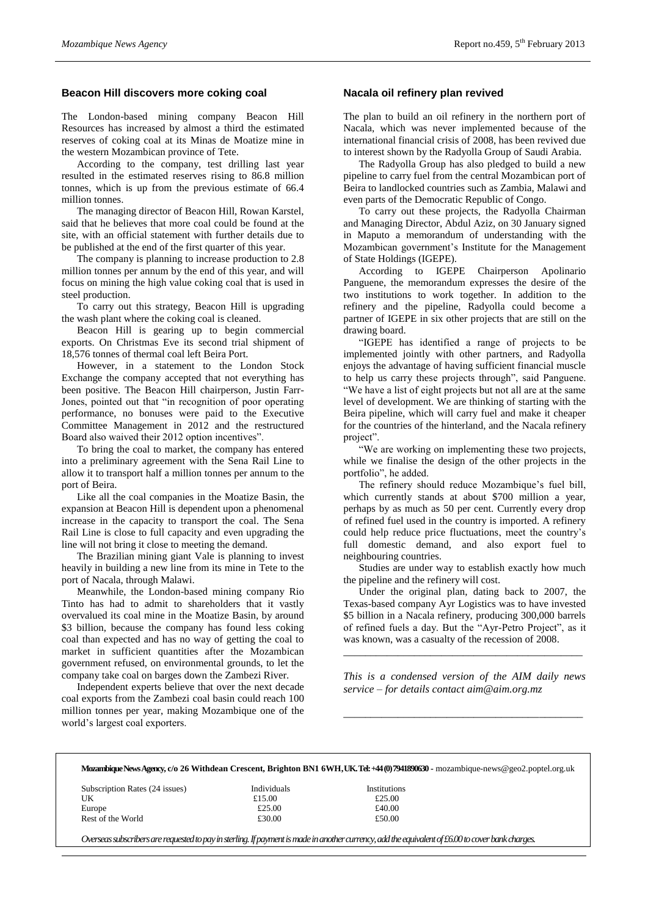## Beacon Hill discovers more coking coal

The London-based mining company Beacon Hill Resources has increased by almost a third the estimated reserves of coking coal at its Minas de Moatize mine in the western Mozambican province of Tete.

According to the company, test drilling last year resulted in the estimated reserves rising to 86.8 million tonnes, which is up from the previous estimate of 66.4 million tonnes.

The managing director of Beacon Hill, Rowan Karstel, said that he believes that more coal could be found at the site, with an official statement with further details due to be published at the end of the first quarter of this year.

The company is planning to increase production to 2.8 million tonnes per annum by the end of this year, and will focus on mining the high value coking coal that is used in steel production.

To carry out this strategy, Beacon Hill is upgrading the wash plant where the coking coal is cleaned.

Beacon Hill is gearing up to begin commercial exports. On Christmas Eve its second trial shipment of 18,576 tonnes of thermal coal left Beira Port.

However, in a statement to the London Stock Exchange the company accepted that not everything has been positive. The Beacon Hill chairperson, Justin Farr-Jones, pointed out that "in recognition of poor operating performance, no bonuses were paid to the Executive Committee Management in 2012 and the restructured Board also waived their 2012 option incentives".

To bring the coal to market, the company has entered into a preliminary agreement with the Sena Rail Line to allow it to transport half a million tonnes per annum to the port of Beira.

Like all the coal companies in the Moatize Basin, the expansion at Beacon Hill is dependent upon a phenomenal increase in the capacity to transport the coal. The Sena Rail Line is close to full capacity and even upgrading the line will not bring it close to meeting the demand.

The Brazilian mining giant Vale is planning to invest heavily in building a new line from its mine in Tete to the port of Nacala, through Malawi.

Meanwhile, the London-based mining company Rio Tinto has had to admit to shareholders that it vastly overvalued its coal mine in the Moatize Basin, by around \$3 billion, because the company has found less coking coal than expected and has no way of getting the coal to market in sufficient quantities after the Mozambican government refused, on environmental grounds, to let the company take coal on barges down the Zambezi River.

Independent experts believe that over the next decade coal exports from the Zambezi coal basin could reach 100 million tonnes per year, making Mozambique one of the world's largest coal exporters.

## Nacala oil refinery plan revived

The plan to build an oil refinery in the northern port of Nacala, which was never implemented because of the international financial crisis of 2008, has been revived due to interest shown by the Radyolla Group of Saudi Arabia.

The Radyolla Group has also pledged to build a new pipeline to carry fuel from the central Mozambican port of Beira to landlocked countries such as Zambia, Malawi and even parts of the Democratic Republic of Congo.

To carry out these projects, the Radyolla Chairman and Managing Director, Abdul Aziz, on 30 January signed in Maputo a memorandum of understanding with the Mozambican government's Institute for the Management of State Holdings (IGEPE).

According to IGEPE Chairperson Apolinario Panguene, the memorandum expresses the desire of the two institutions to work together. In addition to the refinery and the pipeline, Radyolla could become a partner of IGEPE in six other projects that are still on the drawing board.

"IGEPE has identified a range of projects to be implemented jointly with other partners, and Radyolla enjoys the advantage of having sufficient financial muscle to help us carry these projects through", said Panguene. "We have a list of eight projects but not all are at the same level of development. We are thinking of starting with the Beira pipeline, which will carry fuel and make it cheaper for the countries of the hinterland, and the Nacala refinery project".

"We are working on implementing these two projects, while we finalise the design of the other projects in the portfolio", he added.

The refinery should reduce Mozambique's fuel bill, which currently stands at about \$700 million a year, perhaps by as much as 50 per cent. Currently every drop of refined fuel used in the country is imported. A refinery could help reduce price fluctuations, meet the country's full domestic demand, and also export fuel to neighbouring countries.

Studies are under way to establish exactly how much the pipeline and the refinery will cost.

Under the original plan, dating back to 2007, the Texas-based company Ayr Logistics was to have invested \$5 billion in a Nacala refinery, producing 300,000 barrels of refined fuels a day. But the "Ayr-Petro Project", as it was known, was a casualty of the recession of 2008.

---

*This is a condensed version of the AIM daily news service – for details contact aim@aim.org.mz*

---

**Mozambique News Agency, c/o 26 Withdean Crescent, Brighton BN1 6WH, UK. Tel: +44 (0)7941890630 -** mozambique-news@geo2.poptel.org.uk

| Subscription Rates (24 issues) | Individuals | Institutions |
|---|---|---|
| UK | £15.00 | £25.00 |
| Europe | £25.00 | £40.00 |
| Rest of the World | £30.00 | £50.00 |

*Overseas subscribers are requested to pay in sterling. If payment is made in another currency, add the equivalent of £6.00 to cover bank charges.*